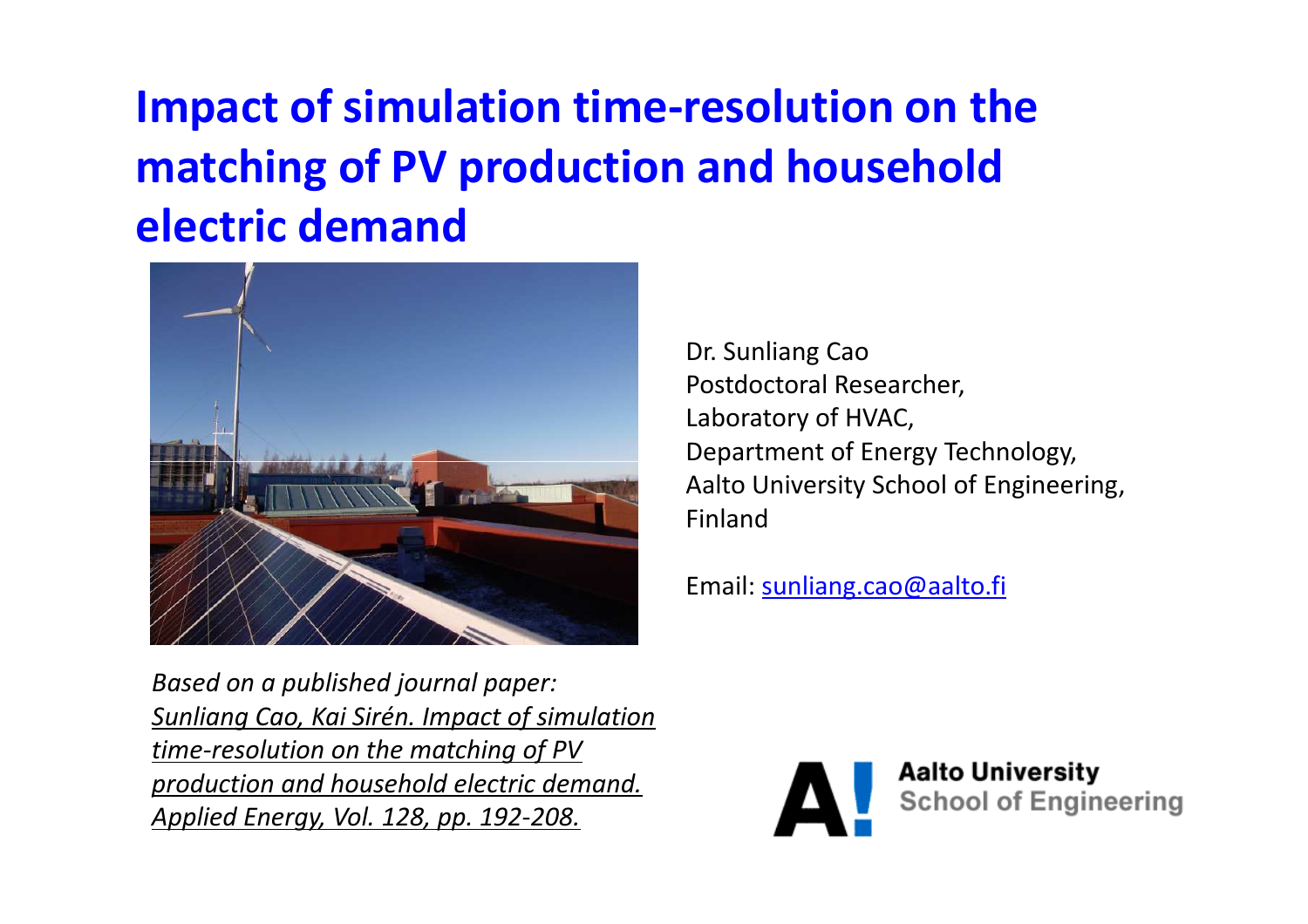# Impact of simulation time-resolution on the matching of PV production and household electric demand

Dr. Sunliang Cao
Postdoctoral Researcher,
Laboratory of HVAC,
Department of Energy Technology,
Aalto University School of Engineering,
Finland

Email: sunliang.cao@aalto.fi

*Based on a published journal paper:*
*Sunliang Cao, Kai Sirén. Impact of simulation time-resolution on the matching of PV production and household electric demand. Applied Energy, Vol. 128, pp. 192-208.*

**Aalto University**
School of Engineering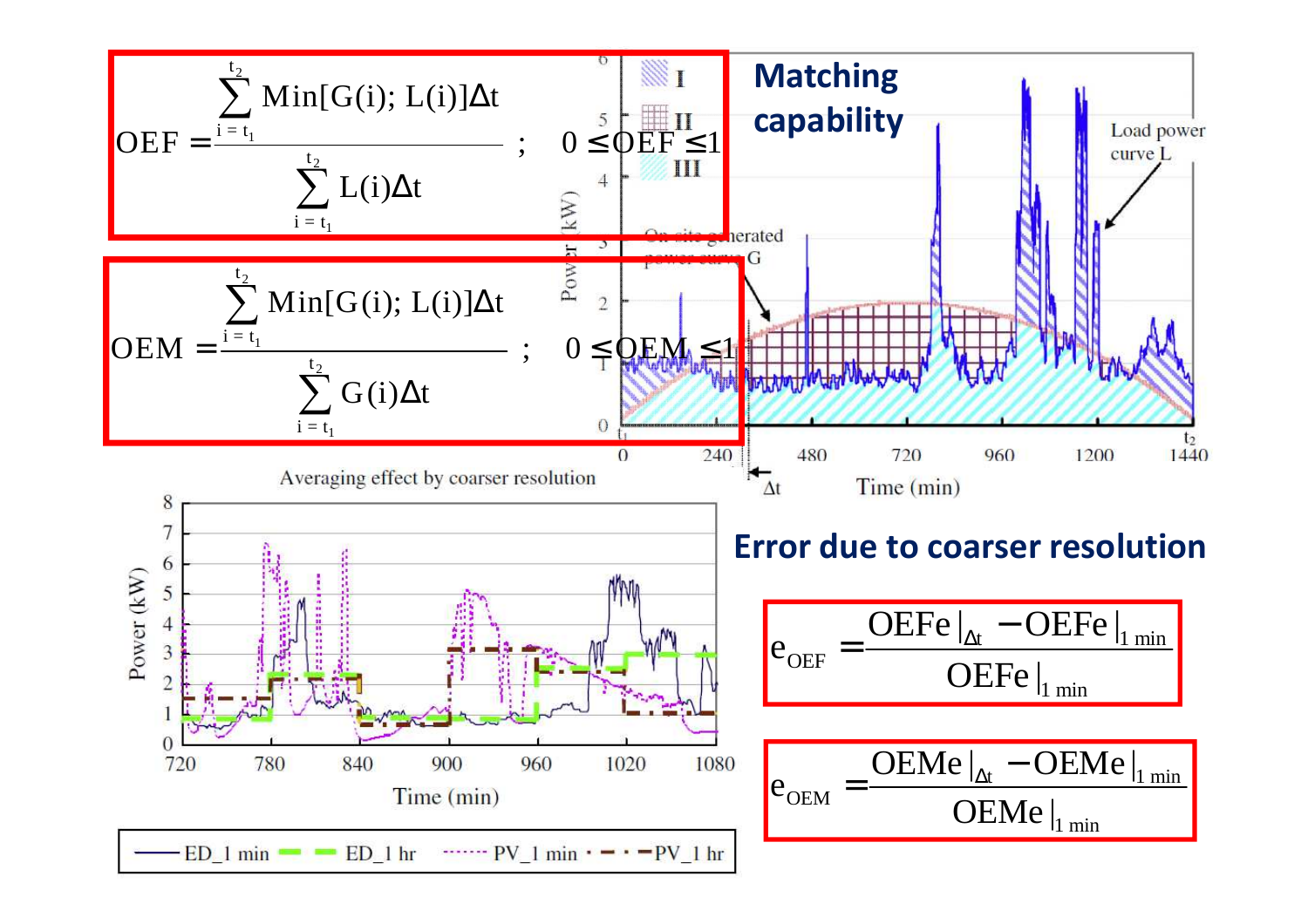## Matching capability

$$OEF = \frac{\sum_{i=t_1}^{t_2} Min[G(i);\, L(i)]\Delta t}{\sum_{i=t_1}^{t_2} L(i)\Delta t} \;;\quad 0 \le OEF \le 1$$

$$OEM = \frac{\sum_{i=t_1}^{t_2} Min[G(i);\, L(i)]\Delta t}{\sum_{i=t_1}^{t_2} G(i)\Delta t} \;;\quad 0 \le OEM \le 1$$

## Error due to coarser resolution

$$e_{OEF} = \frac{OEFe|_{\Delta t} - OEFe|_{1\,min}}{OEFe|_{1\,min}}$$

$$e_{OEM} = \frac{OEMe|_{\Delta t} - OEMe|_{1\,min}}{OEMe|_{1\,min}}$$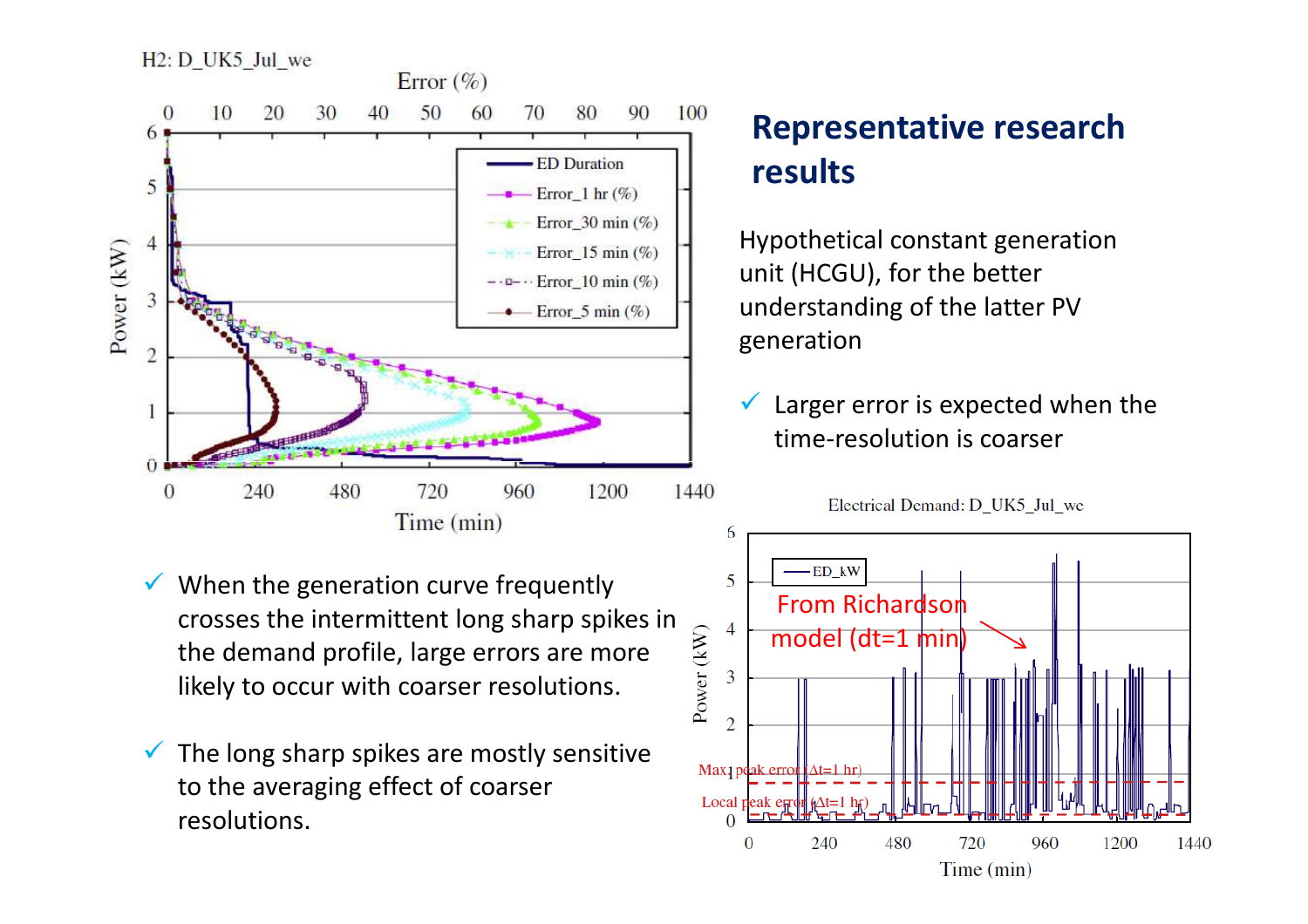## Representative research results

Hypothetical constant generation unit (HCGU), for the better understanding of the latter PV generation

- ✓ Larger error is expected when the time-resolution is coarser

- ✓ When the generation curve frequently crosses the intermittent long sharp spikes in the demand profile, large errors are more likely to occur with coarser resolutions.

- ✓ The long sharp spikes are mostly sensitive to the averaging effect of coarser resolutions.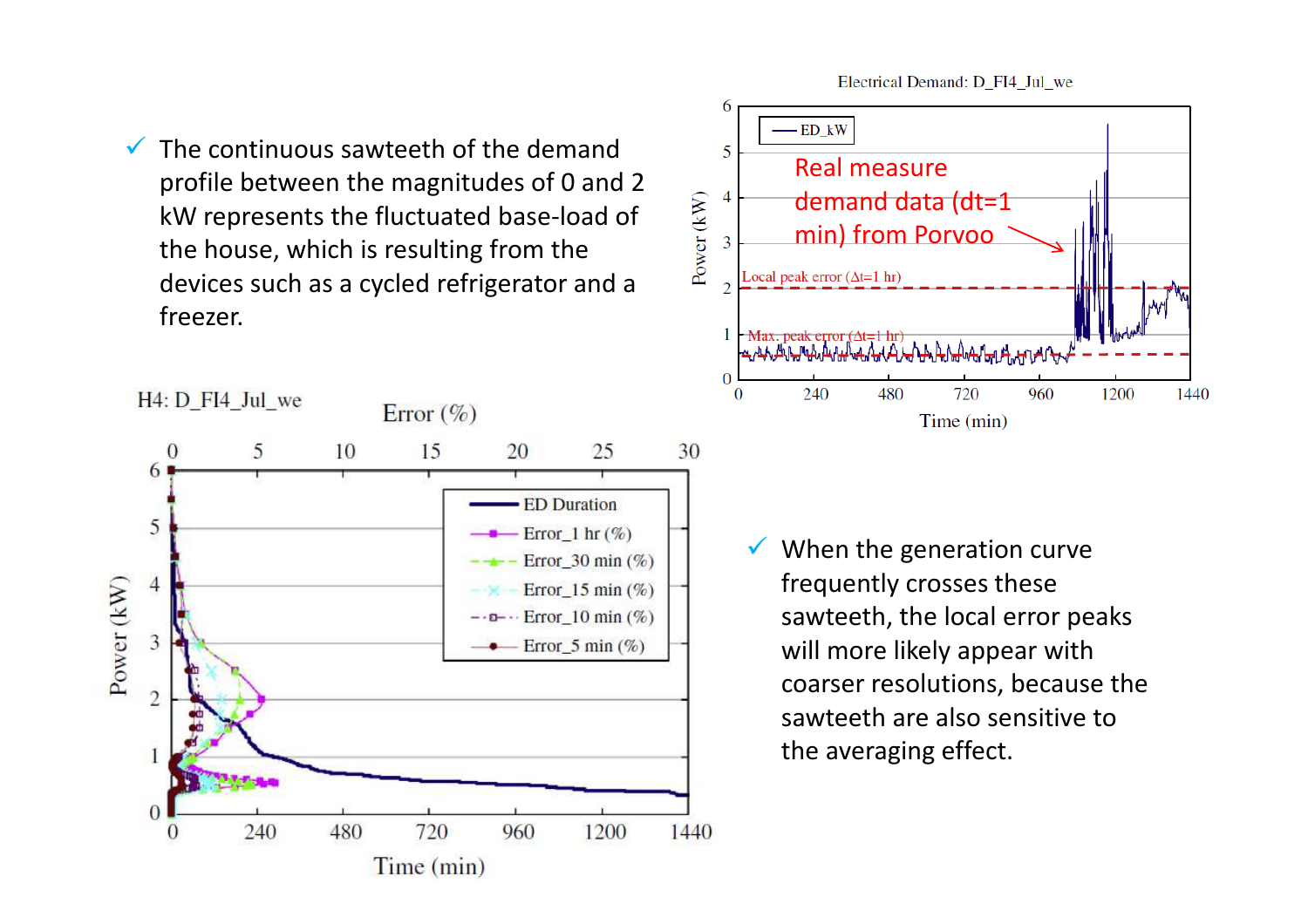- ✓ The continuous sawteeth of the demand profile between the magnitudes of 0 and 2 kW represents the fluctuated base-load of the house, which is resulting from the devices such as a cycled refrigerator and a freezer.

Electrical Demand: D_FI4_Jul_we

Real measure demand data (dt=1 min) from Porvoo

H4: D_FI4_Jul_we

- ✓ When the generation curve frequently crosses these sawteeth, the local error peaks will more likely appear with coarser resolutions, because the sawteeth are also sensitive to the averaging effect.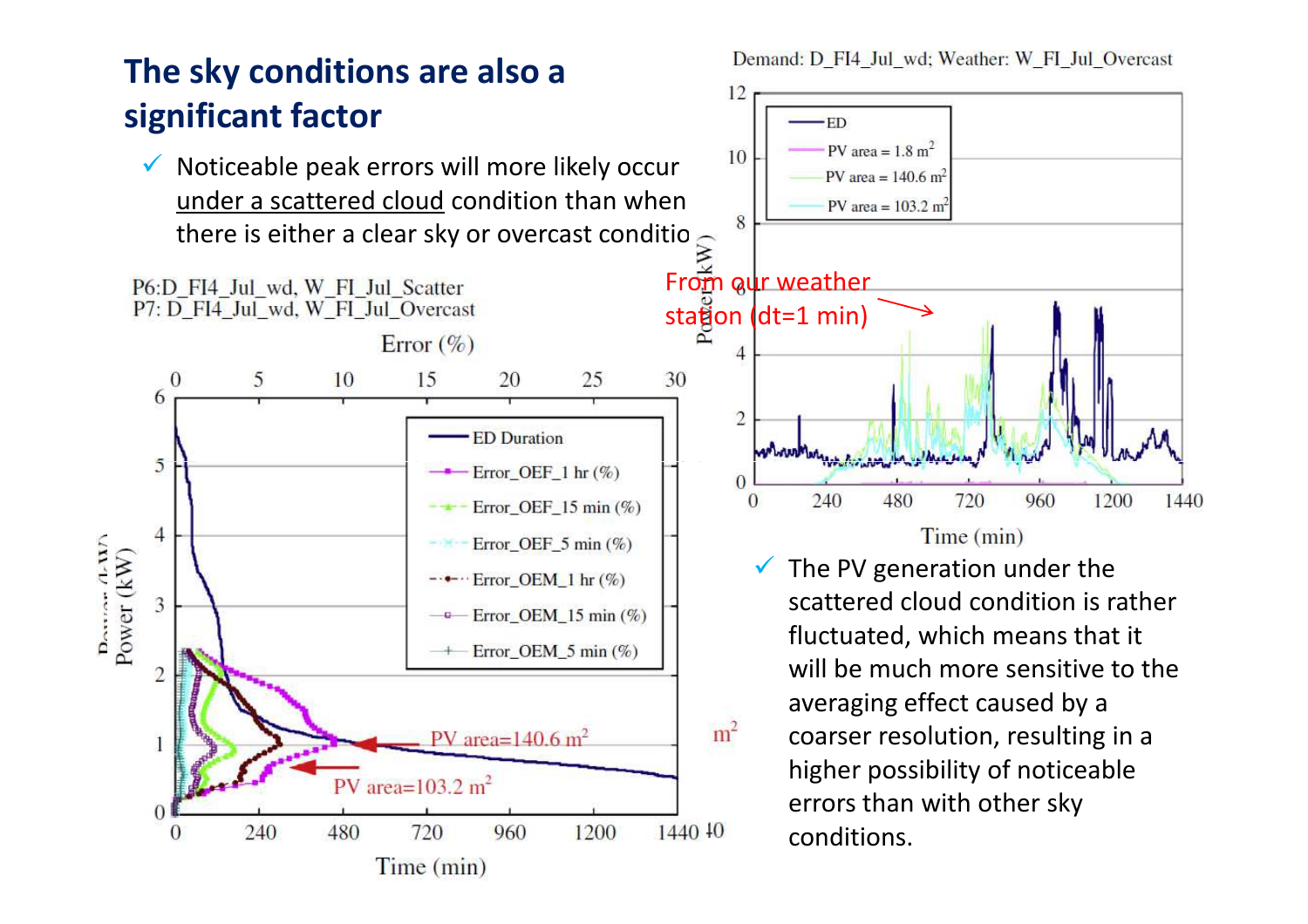## The sky conditions are also a significant factor

- Noticeable peak errors will more likely occur under a scattered cloud condition than when there is either a clear sky or overcast conditio

P6:D_FI4_Jul_wd, W_FI_Jul_Scatter
P7: D_FI4_Jul_wd, W_FI_Jul_Overcast

Demand: D_FI4_Jul_wd; Weather: W_FI_Jul_Overcast

From our weather station (dt=1 min)

- The PV generation under the scattered cloud condition is rather fluctuated, which means that it will be much more sensitive to the averaging effect caused by a coarser resolution, resulting in a higher possibility of noticeable errors than with other sky conditions.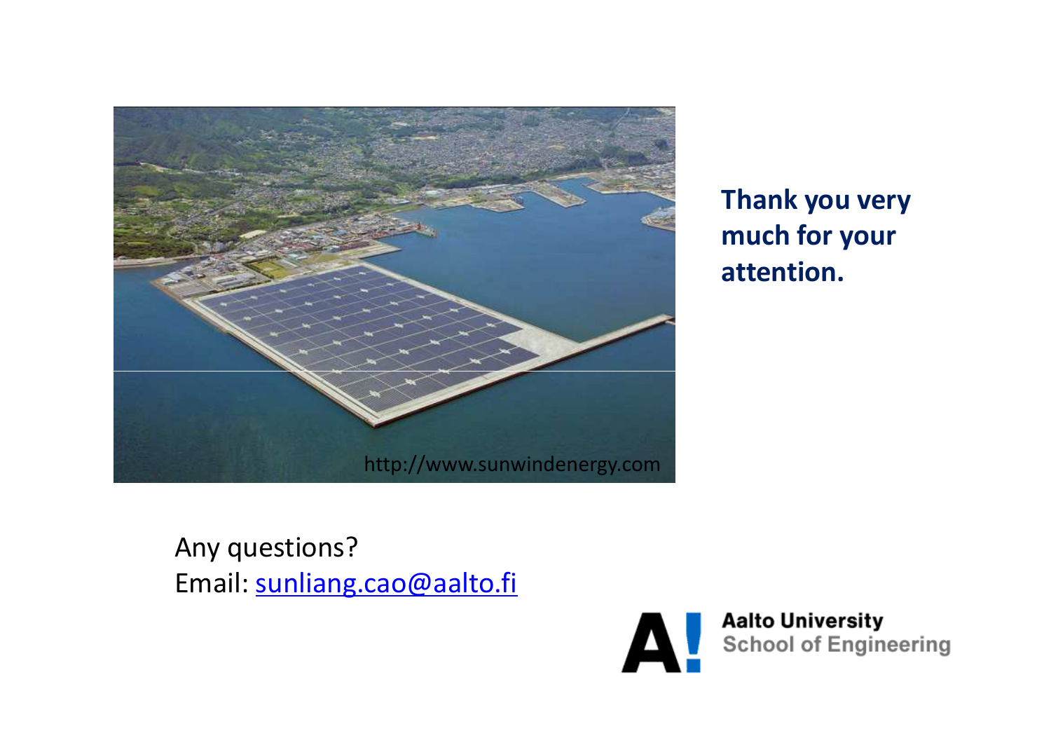http://www.sunwindenergy.com

**Thank you very much for your attention.**

Any questions?
Email: sunliang.cao@aalto.fi

Aalto University
School of Engineering